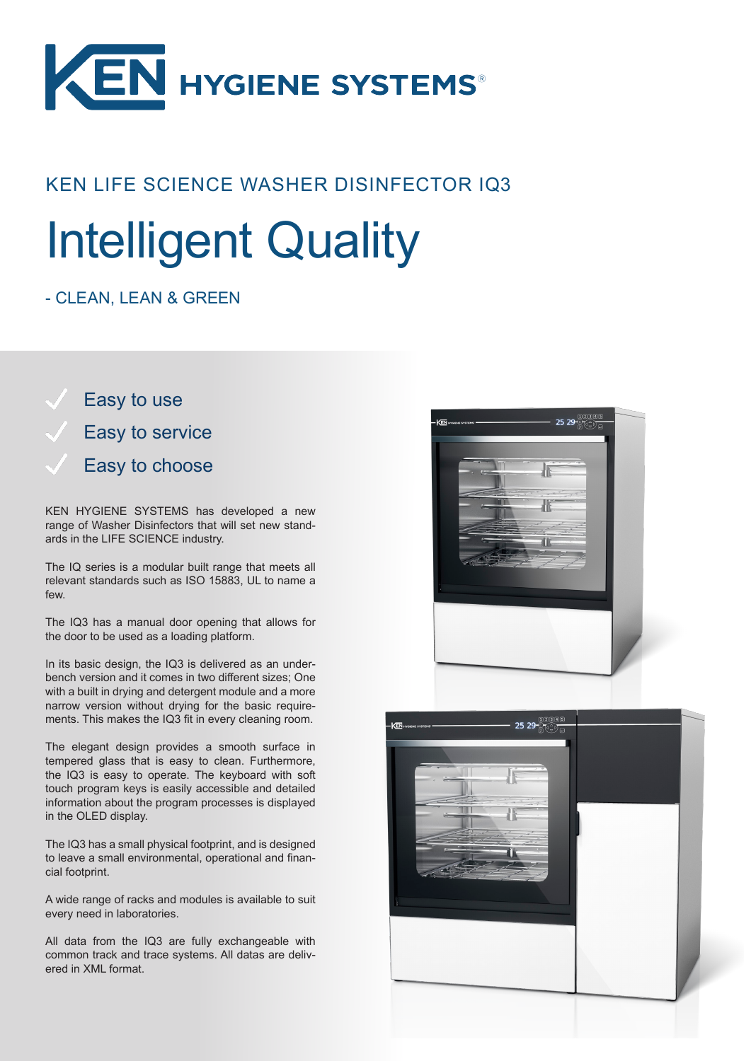# KEN HYGIENE SYSTEMS®

## KEN LIFE SCIENCE WASHER DISINFECTOR IQ3

# Intelligent Quality

- CLEAN, LEAN & GREEN

- Easy to use
- Easy to service
- Easy to choose

KEN HYGIENE SYSTEMS has developed a new range of Washer Disinfectors that will set new standards in the LIFE SCIENCE industry.

The IQ series is a modular built range that meets all relevant standards such as ISO 15883, UL to name a few.

The IQ3 has a manual door opening that allows for the door to be used as a loading platform.

In its basic design, the IQ3 is delivered as an underbench version and it comes in two different sizes; One with a built in drying and detergent module and a more narrow version without drying for the basic requirements. This makes the IQ3 fit in every cleaning room.

The elegant design provides a smooth surface in tempered glass that is easy to clean. Furthermore, the IQ3 is easy to operate. The keyboard with soft touch program keys is easily accessible and detailed information about the program processes is displayed in the OLED display.

The IQ3 has a small physical footprint, and is designed to leave a small environmental, operational and financial footprint.

A wide range of racks and modules is available to suit every need in laboratories.

All data from the IQ3 are fully exchangeable with common track and trace systems. All datas are delivered in XML format.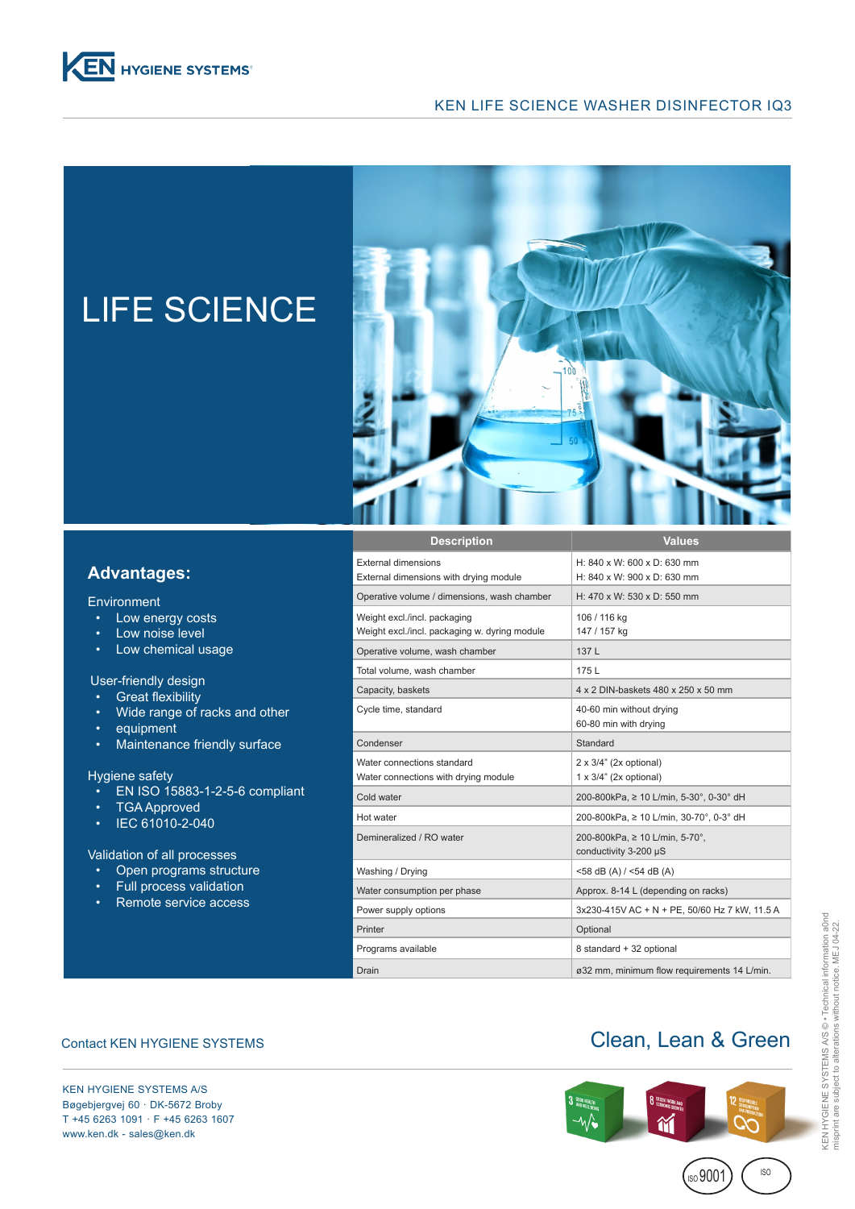KEN HYGIENE SYSTEMS

KEN LIFE SCIENCE WASHER DISINFECTOR IQ3

# LIFE SCIENCE

## Advantages:

Environment
- Low energy costs
- Low noise level
- Low chemical usage

User-friendly design
- Great flexibility
- Wide range of racks and other
- equipment
- Maintenance friendly surface

Hygiene safety
- EN ISO 15883-1-2-5-6 compliant
- TGA Approved
- IEC 61010-2-040

Validation of all processes
- Open programs structure
- Full process validation
- Remote service access

| Description | Values |
|---|---|
| External dimensions<br>External dimensions with drying module | H: 840 x W: 600 x D: 630 mm<br>H: 840 x W: 900 x D: 630 mm |
| Operative volume / dimensions, wash chamber | H: 470 x W: 530 x D: 550 mm |
| Weight excl./incl. packaging<br>Weight excl./incl. packaging w. dyring module | 106 / 116 kg<br>147 / 157 kg |
| Operative volume, wash chamber | 137 L |
| Total volume, wash chamber | 175 L |
| Capacity, baskets | 4 x 2 DIN-baskets 480 x 250 x 50 mm |
| Cycle time, standard | 40-60 min without drying<br>60-80 min with drying |
| Condenser | Standard |
| Water connections standard<br>Water connections with drying module | 2 x 3/4" (2x optional)<br>1 x 3/4" (2x optional) |
| Cold water | 200-800kPa, ≥ 10 L/min, 5-30°, 0-30° dH |
| Hot water | 200-800kPa, ≥ 10 L/min, 30-70°, 0-3° dH |
| Demineralized / RO water | 200-800kPa, ≥ 10 L/min, 5-70°,<br>conductivity 3-200 µS |
| Washing / Drying | <58 dB (A) / <54 dB (A) |
| Water consumption per phase | Approx. 8-14 L (depending on racks) |
| Power supply options | 3x230-415V AC + N + PE, 50/60 Hz 7 kW, 11.5 A |
| Printer | Optional |
| Programs available | 8 standard + 32 optional |
| Drain | ø32 mm, minimum flow requirements 14 L/min. |

Contact KEN HYGIENE SYSTEMS

KEN HYGIENE SYSTEMS A/S
Bøgebjergvej 60 · DK-5672 Broby
T +45 6263 1091 · F +45 6263 1607
www.ken.dk - sales@ken.dk

## Clean, Lean & Green

ISO 9001 ISO

KEN HYGIENE SYSTEMS A/S © • Technical information and misprint are subject to alterations without notice. MEJ 04-22.